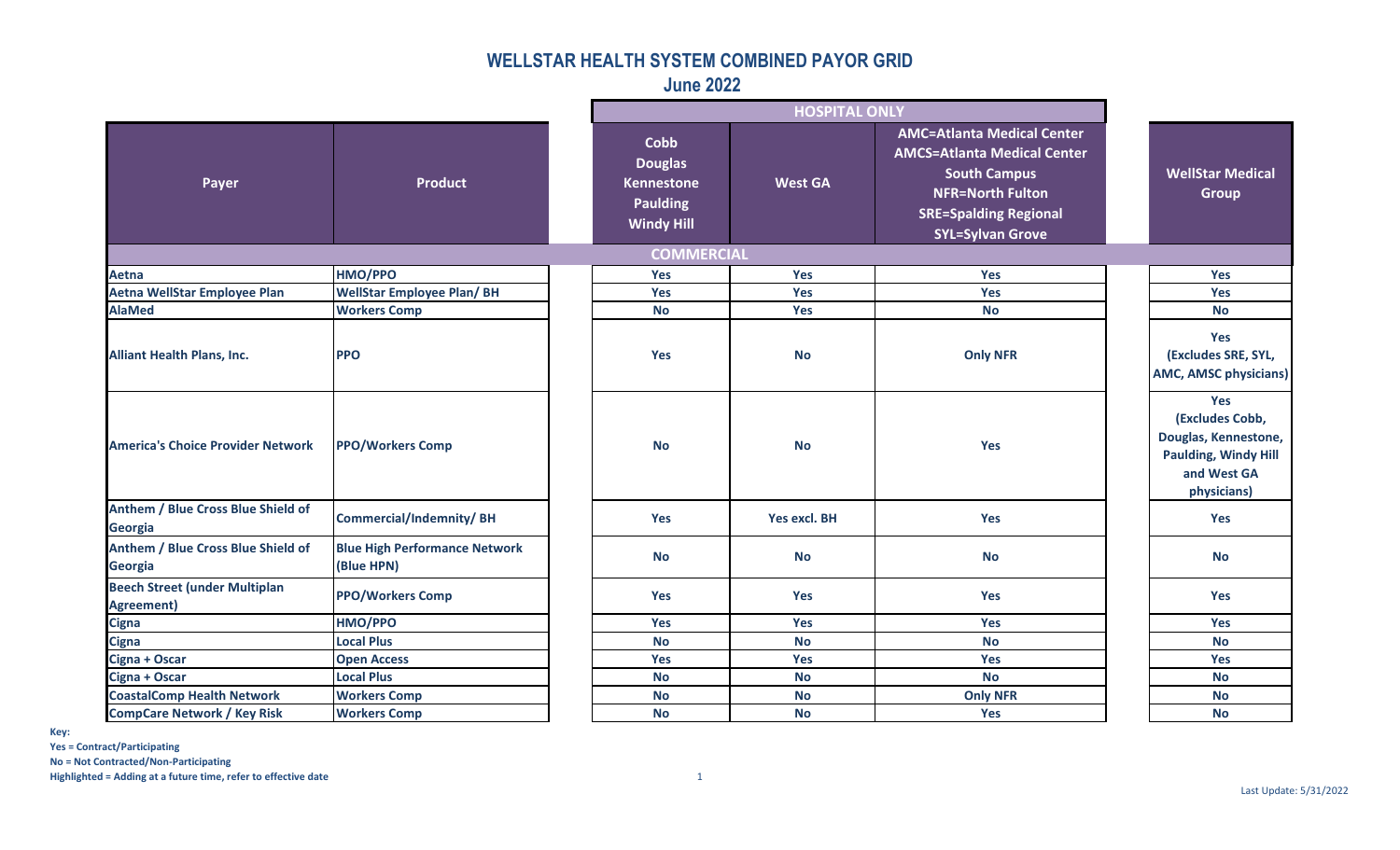# WELLSTAR HEALTH SYSTEM COMBINED PAYOR GRID

## June 2022

| Payer | Product | HOSPITAL ONLY | | | WellStar Medical Group |
|---|---|---|---|---|---|
| | | Cobb Douglas Kennestone Paulding Windy Hill | West GA | AMC=Atlanta Medical Center AMCS=Atlanta Medical Center South Campus NFR=North Fulton SRE=Spalding Regional SYL=Sylvan Grove | |
| **COMMERCIAL** | | | | | |
| Aetna | HMO/PPO | Yes | Yes | Yes | Yes |
| Aetna WellStar Employee Plan | WellStar Employee Plan/ BH | Yes | Yes | Yes | Yes |
| AlaMed | Workers Comp | No | Yes | No | No |
| Alliant Health Plans, Inc. | PPO | Yes | No | Only NFR | Yes (Excludes SRE, SYL, AMC, AMSC physicians) |
| America's Choice Provider Network | PPO/Workers Comp | No | No | Yes | Yes (Excludes Cobb, Douglas, Kennestone, Paulding, Windy Hill and West GA physicians) |
| Anthem / Blue Cross Blue Shield of Georgia | Commercial/Indemnity/ BH | Yes | Yes excl. BH | Yes | Yes |
| Anthem / Blue Cross Blue Shield of Georgia | Blue High Performance Network (Blue HPN) | No | No | No | No |
| Beech Street (under Multiplan Agreement) | PPO/Workers Comp | Yes | Yes | Yes | Yes |
| Cigna | HMO/PPO | Yes | Yes | Yes | Yes |
| Cigna | Local Plus | No | No | No | No |
| Cigna + Oscar | Open Access | Yes | Yes | Yes | Yes |
| Cigna + Oscar | Local Plus | No | No | No | No |
| CoastalComp Health Network | Workers Comp | No | No | Only NFR | No |
| CompCare Network / Key Risk | Workers Comp | No | No | Yes | No |

**Key:**
**Yes = Contract/Participating**
**No = Not Contracted/Non-Participating**
**Highlighted = Adding at a future time, refer to effective date**

Last Update: 5/31/2022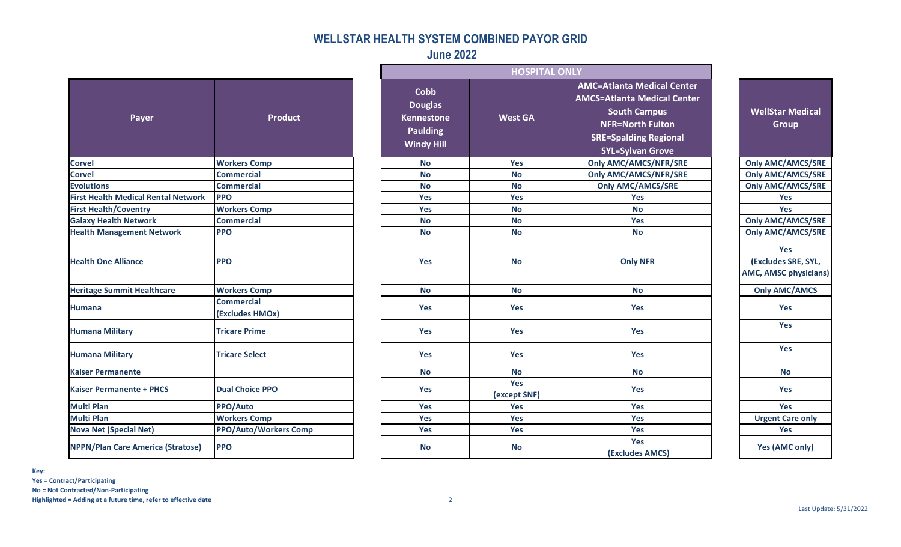# WELLSTAR HEALTH SYSTEM COMBINED PAYOR GRID

## June 2022

| Payer | Product | HOSPITAL ONLY | | | WellStar Medical Group |
|---|---|---|---|---|---|
| | | Cobb Douglas Kennestone Paulding Windy Hill | West GA | AMC=Atlanta Medical Center AMCS=Atlanta Medical Center South Campus NFR=North Fulton SRE=Spalding Regional SYL=Sylvan Grove | |
| Corvel | Workers Comp | No | Yes | Only AMC/AMCS/NFR/SRE | Only AMC/AMCS/SRE |
| Corvel | Commercial | No | No | Only AMC/AMCS/NFR/SRE | Only AMC/AMCS/SRE |
| Evolutions | Commercial | No | No | Only AMC/AMCS/SRE | Only AMC/AMCS/SRE |
| First Health Medical Rental Network | PPO | Yes | Yes | Yes | Yes |
| First Health/Coventry | Workers Comp | Yes | No | No | Yes |
| Galaxy Health Network | Commercial | No | No | Yes | Only AMC/AMCS/SRE |
| Health Management Network | PPO | No | No | No | Only AMC/AMCS/SRE |
| Health One Alliance | PPO | Yes | No | Only NFR | Yes (Excludes SRE, SYL, AMC, AMSC physicians) |
| Heritage Summit Healthcare | Workers Comp | No | No | No | Only AMC/AMCS |
| Humana | Commercial (Excludes HMOx) | Yes | Yes | Yes | Yes |
| Humana Military | Tricare Prime | Yes | Yes | Yes | Yes |
| Humana Military | Tricare Select | Yes | Yes | Yes | Yes |
| Kaiser Permanente | | No | No | No | No |
| Kaiser Permanente + PHCS | Dual Choice PPO | Yes | Yes (except SNF) | Yes | Yes |
| Multi Plan | PPO/Auto | Yes | Yes | Yes | Yes |
| Multi Plan | Workers Comp | Yes | Yes | Yes | Urgent Care only |
| Nova Net (Special Net) | PPO/Auto/Workers Comp | Yes | Yes | Yes | Yes |
| NPPN/Plan Care America (Stratose) | PPO | No | No | Yes (Excludes AMCS) | Yes (AMC only) |

**Key:**
**Yes = Contract/Participating**
**No = Not Contracted/Non-Participating**
**Highlighted = Adding at a future time, refer to effective date**

Last Update: 5/31/2022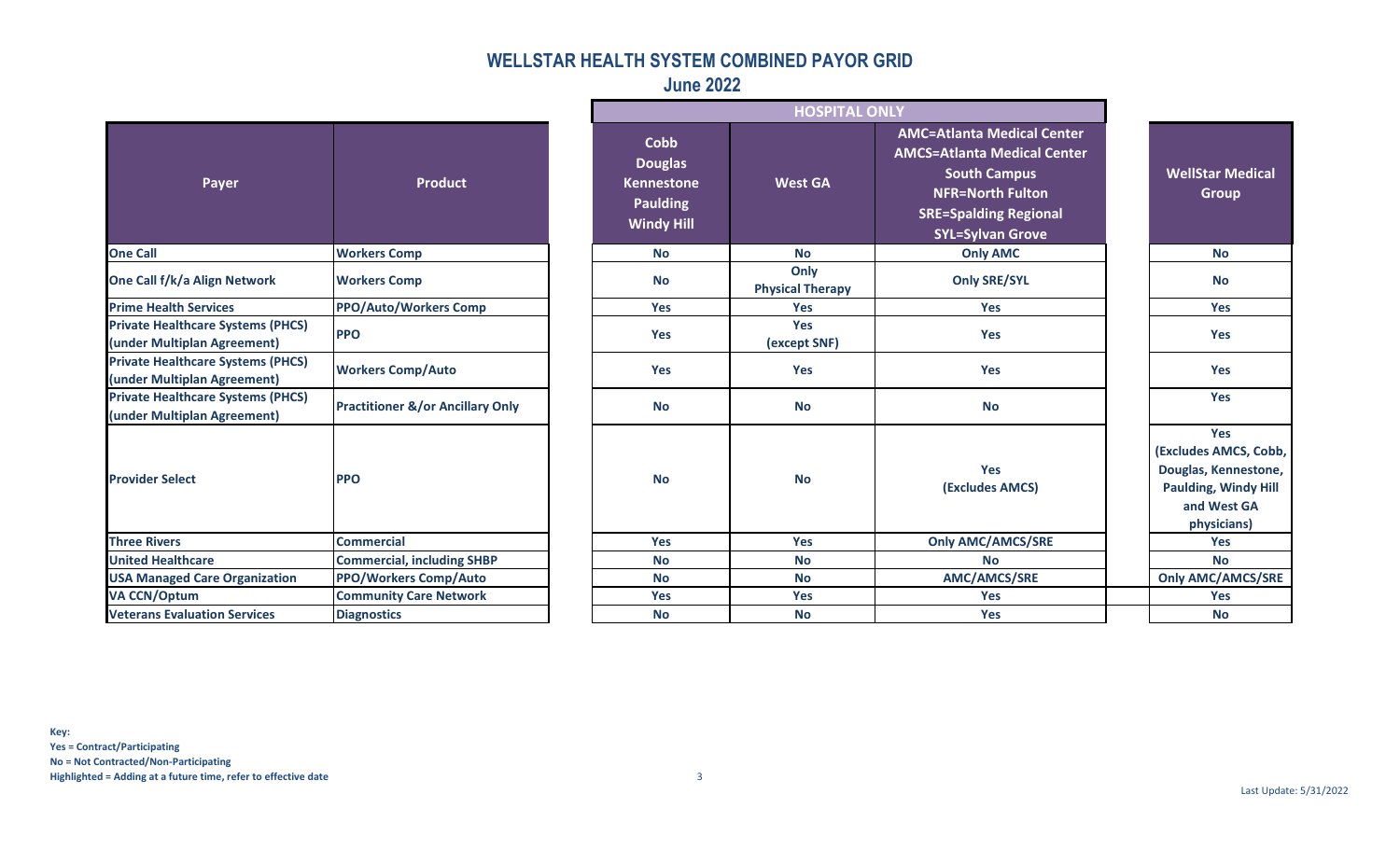# WELLSTAR HEALTH SYSTEM COMBINED PAYOR GRID

## June 2022

| Payer | Product | HOSPITAL ONLY | | | |
|---|---|---|---|---|---|
| | | Cobb Douglas Kennestone Paulding Windy Hill | West GA | AMC=Atlanta Medical Center AMCS=Atlanta Medical Center South Campus NFR=North Fulton SRE=Spalding Regional SYL=Sylvan Grove | WellStar Medical Group |
| One Call | Workers Comp | No | No | Only AMC | No |
| One Call f/k/a Align Network | Workers Comp | No | Only Physical Therapy | Only SRE/SYL | No |
| Prime Health Services | PPO/Auto/Workers Comp | Yes | Yes | Yes | Yes |
| Private Healthcare Systems (PHCS) (under Multiplan Agreement) | PPO | Yes | Yes (except SNF) | Yes | Yes |
| Private Healthcare Systems (PHCS) (under Multiplan Agreement) | Workers Comp/Auto | Yes | Yes | Yes | Yes |
| Private Healthcare Systems (PHCS) (under Multiplan Agreement) | Practitioner &/or Ancillary Only | No | No | No | Yes |
| Provider Select | PPO | No | No | Yes (Excludes AMCS) | Yes (Excludes AMCS, Cobb, Douglas, Kennestone, Paulding, Windy Hill and West GA physicians) |
| Three Rivers | Commercial | Yes | Yes | Only AMC/AMCS/SRE | Yes |
| United Healthcare | Commercial, including SHBP | No | No | No | No |
| USA Managed Care Organization | PPO/Workers Comp/Auto | No | No | AMC/AMCS/SRE | Only AMC/AMCS/SRE |
| VA CCN/Optum | Community Care Network | Yes | Yes | Yes | Yes |
| Veterans Evaluation Services | Diagnostics | No | No | Yes | No |

**Key:**
**Yes = Contract/Participating**
**No = Not Contracted/Non-Participating**
**Highlighted = Adding at a future time, refer to effective date**

Last Update: 5/31/2022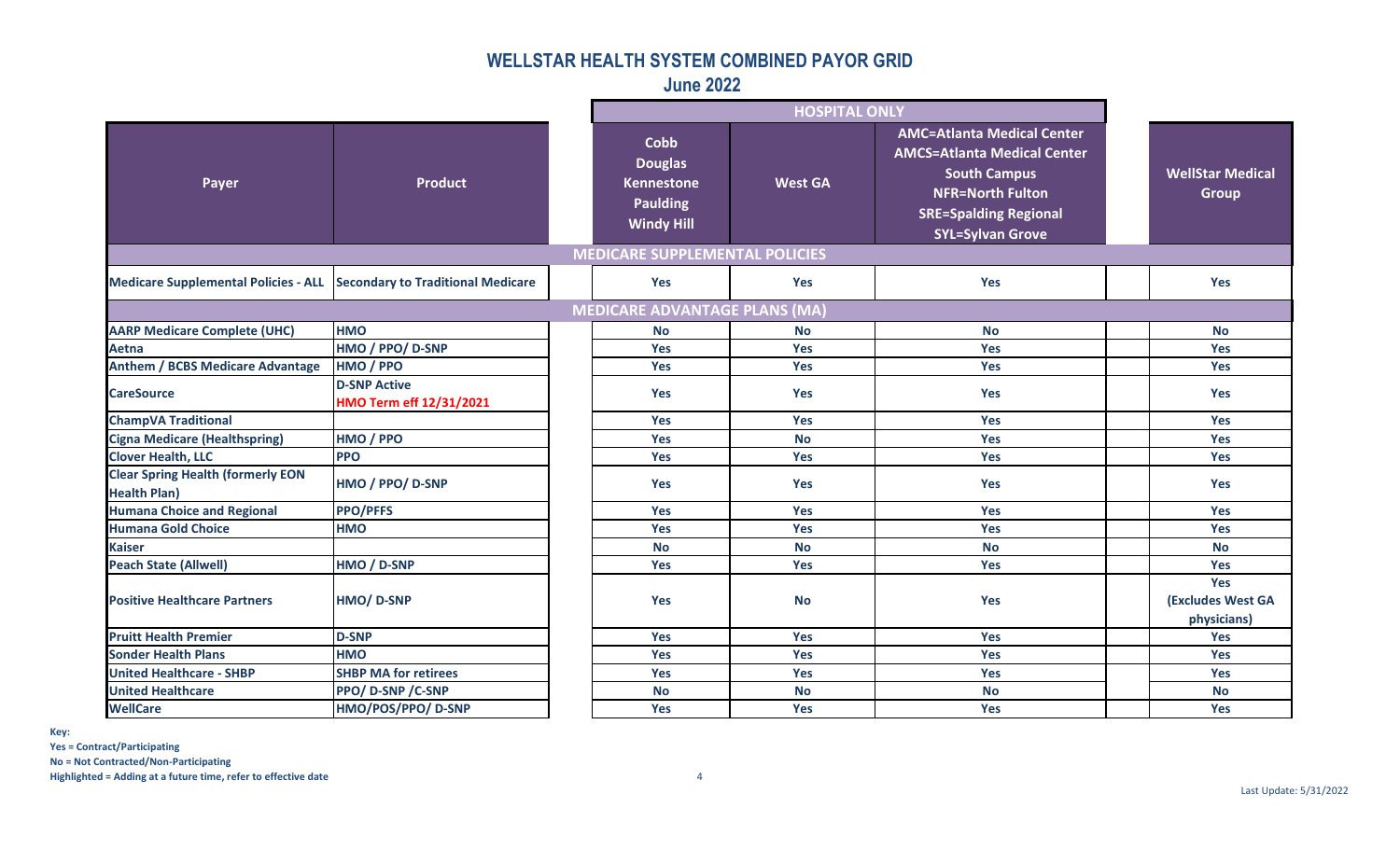# WELLSTAR HEALTH SYSTEM COMBINED PAYOR GRID

## June 2022

| Payer | Product | HOSPITAL ONLY: Cobb Douglas Kennestone Paulding Windy Hill | West GA | AMC=Atlanta Medical Center AMCS=Atlanta Medical Center South Campus NFR=North Fulton SRE=Spalding Regional SYL=Sylvan Grove | WellStar Medical Group |
|---|---|---|---|---|---|
| **MEDICARE SUPPLEMENTAL POLICIES** | | | | | |
| Medicare Supplemental Policies - ALL | Secondary to Traditional Medicare | Yes | Yes | Yes | Yes |
| **MEDICARE ADVANTAGE PLANS (MA)** | | | | | |
| AARP Medicare Complete (UHC) | HMO | No | No | No | No |
| Aetna | HMO / PPO/ D-SNP | Yes | Yes | Yes | Yes |
| Anthem / BCBS Medicare Advantage | HMO / PPO | Yes | Yes | Yes | Yes |
| CareSource | D-SNP Active<br>HMO Term eff 12/31/2021 | Yes | Yes | Yes | Yes |
| ChampVA Traditional | | Yes | Yes | Yes | Yes |
| Cigna Medicare (Healthspring) | HMO / PPO | Yes | No | Yes | Yes |
| Clover Health, LLC | PPO | Yes | Yes | Yes | Yes |
| Clear Spring Health (formerly EON Health Plan) | HMO / PPO/ D-SNP | Yes | Yes | Yes | Yes |
| Humana Choice and Regional | PPO/PFFS | Yes | Yes | Yes | Yes |
| Humana Gold Choice | HMO | Yes | Yes | Yes | Yes |
| Kaiser | | No | No | No | No |
| Peach State (Allwell) | HMO / D-SNP | Yes | Yes | Yes | Yes |
| Positive Healthcare Partners | HMO/ D-SNP | Yes | No | Yes | Yes (Excludes West GA physicians) |
| Pruitt Health Premier | D-SNP | Yes | Yes | Yes | Yes |
| Sonder Health Plans | HMO | Yes | Yes | Yes | Yes |
| United Healthcare - SHBP | SHBP MA for retirees | Yes | Yes | Yes | Yes |
| United Healthcare | PPO/ D-SNP /C-SNP | No | No | No | No |
| WellCare | HMO/POS/PPO/ D-SNP | Yes | Yes | Yes | Yes |

**Key:**
**Yes = Contract/Participating**
**No = Not Contracted/Non-Participating**
**Highlighted = Adding at a future time, refer to effective date**

Last Update: 5/31/2022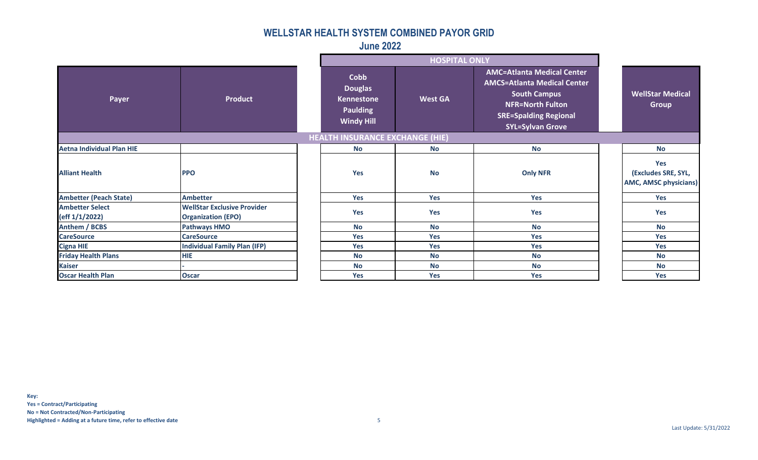# WELLSTAR HEALTH SYSTEM COMBINED PAYOR GRID

## June 2022

| Payer | Product | HOSPITAL ONLY | | | WellStar Medical Group |
|---|---|---|---|---|---|
| | | Cobb Douglas Kennestone Paulding Windy Hill | West GA | AMC=Atlanta Medical Center AMCS=Atlanta Medical Center South Campus NFR=North Fulton SRE=Spalding Regional SYL=Sylvan Grove | |
| **HEALTH INSURANCE EXCHANGE (HIE)** | | | | | |
| **Aetna Individual Plan HIE** | | No | No | No | No |
| **Alliant Health** | PPO | Yes | No | Only NFR | Yes (Excludes SRE, SYL, AMC, AMSC physicians) |
| **Ambetter (Peach State)** | Ambetter | Yes | Yes | Yes | Yes |
| **Ambetter Select (eff 1/1/2022)** | WellStar Exclusive Provider Organization (EPO) | Yes | Yes | Yes | Yes |
| **Anthem / BCBS** | Pathways HMO | No | No | No | No |
| **CareSource** | CareSource | Yes | Yes | Yes | Yes |
| **Cigna HIE** | Individual Family Plan (IFP) | Yes | Yes | Yes | Yes |
| **Friday Health Plans** | HIE | No | No | No | No |
| **Kaiser** | - | No | No | No | No |
| **Oscar Health Plan** | Oscar | Yes | Yes | Yes | Yes |

**Key:**
**Yes = Contract/Participating**
**No = Not Contracted/Non-Participating**
**Highlighted = Adding at a future time, refer to effective date**

Last Update: 5/31/2022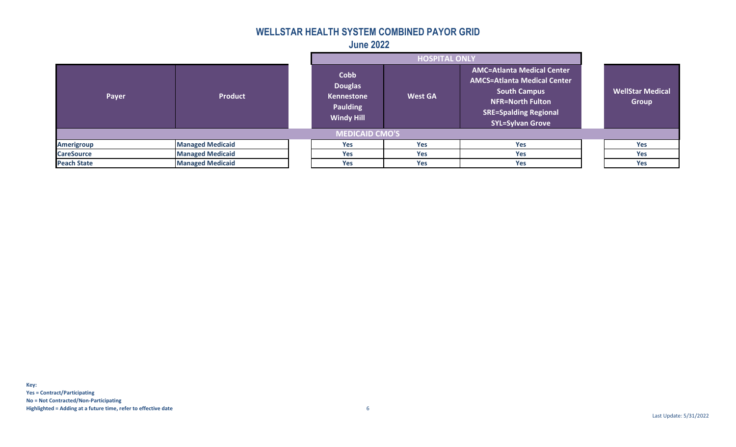# WELLSTAR HEALTH SYSTEM COMBINED PAYOR GRID

## June 2022

| Payer | Product | HOSPITAL ONLY: Cobb Douglas Kennestone Paulding Windy Hill | West GA | AMC=Atlanta Medical Center AMCS=Atlanta Medical Center South Campus NFR=North Fulton SRE=Spalding Regional SYL=Sylvan Grove | WellStar Medical Group |
|---|---|---|---|---|---|
| **MEDICAID CMO'S** | | | | | |
| Amerigroup | Managed Medicaid | Yes | Yes | Yes | Yes |
| CareSource | Managed Medicaid | Yes | Yes | Yes | Yes |
| Peach State | Managed Medicaid | Yes | Yes | Yes | Yes |

**Key:**
**Yes = Contract/Participating**
**No = Not Contracted/Non-Participating**
**Highlighted = Adding at a future time, refer to effective date**

Last Update: 5/31/2022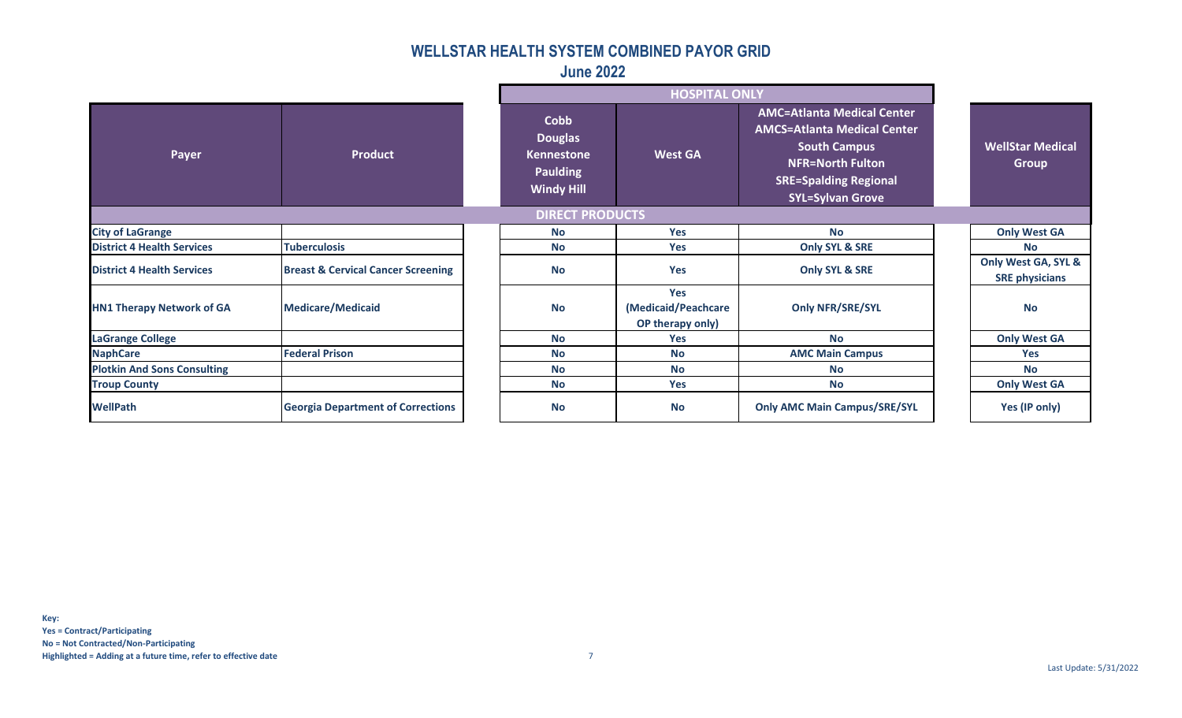# WELLSTAR HEALTH SYSTEM COMBINED PAYOR GRID

## June 2022

| Payer | Product | HOSPITAL ONLY: Cobb Douglas Kennestone Paulding Windy Hill | West GA | AMC=Atlanta Medical Center AMCS=Atlanta Medical Center South Campus NFR=North Fulton SRE=Spalding Regional SYL=Sylvan Grove | WellStar Medical Group |
|---|---|---|---|---|---|
| **DIRECT PRODUCTS** | | | | | |
| City of LaGrange | | No | Yes | No | Only West GA |
| District 4 Health Services | Tuberculosis | No | Yes | Only SYL & SRE | No |
| District 4 Health Services | Breast & Cervical Cancer Screening | No | Yes | Only SYL & SRE | Only West GA, SYL & SRE physicians |
| HN1 Therapy Network of GA | Medicare/Medicaid | No | Yes (Medicaid/Peachcare OP therapy only) | Only NFR/SRE/SYL | No |
| LaGrange College | | No | Yes | No | Only West GA |
| NaphCare | Federal Prison | No | No | AMC Main Campus | Yes |
| Plotkin And Sons Consulting | | No | No | No | No |
| Troup County | | No | Yes | No | Only West GA |
| WellPath | Georgia Department of Corrections | No | No | Only AMC Main Campus/SRE/SYL | Yes (IP only) |

**Key:**
**Yes = Contract/Participating**
**No = Not Contracted/Non-Participating**
**Highlighted = Adding at a future time, refer to effective date**

Last Update: 5/31/2022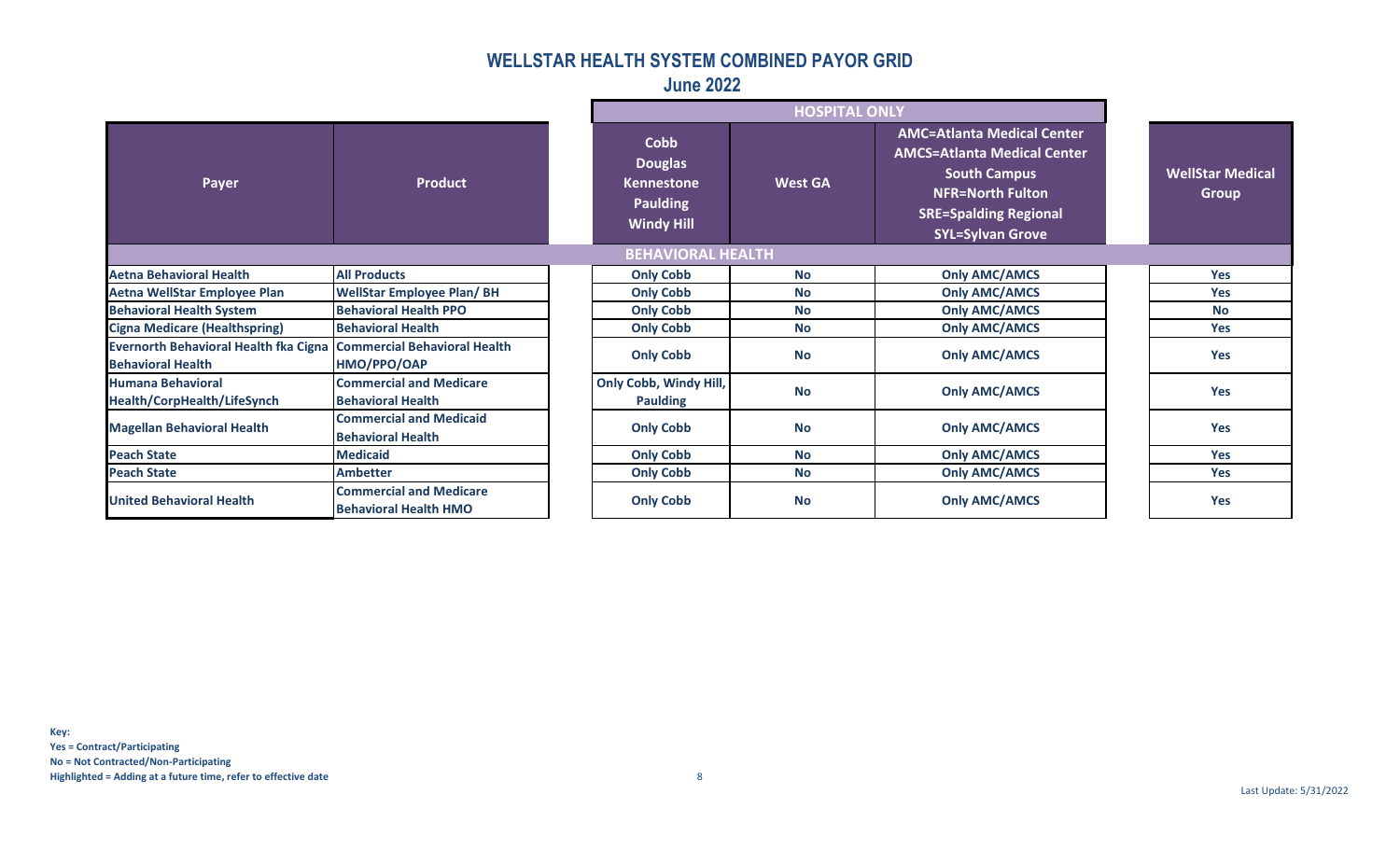# WELLSTAR HEALTH SYSTEM COMBINED PAYOR GRID

## June 2022

| Payer | Product | HOSPITAL ONLY: Cobb Douglas Kennestone Paulding Windy Hill | West GA | AMC=Atlanta Medical Center AMCS=Atlanta Medical Center South Campus NFR=North Fulton SRE=Spalding Regional SYL=Sylvan Grove | WellStar Medical Group |
|---|---|---|---|---|---|
| **BEHAVIORAL HEALTH** | | | | | |
| Aetna Behavioral Health | All Products | Only Cobb | No | Only AMC/AMCS | Yes |
| Aetna WellStar Employee Plan | WellStar Employee Plan/ BH | Only Cobb | No | Only AMC/AMCS | Yes |
| Behavioral Health System | Behavioral Health PPO | Only Cobb | No | Only AMC/AMCS | No |
| Cigna Medicare (Healthspring) | Behavioral Health | Only Cobb | No | Only AMC/AMCS | Yes |
| Evernorth Behavioral Health fka Cigna Behavioral Health | Commercial Behavioral Health HMO/PPO/OAP | Only Cobb | No | Only AMC/AMCS | Yes |
| Humana Behavioral Health/CorpHealth/LifeSynch | Commercial and Medicare Behavioral Health | Only Cobb, Windy Hill, Paulding | No | Only AMC/AMCS | Yes |
| Magellan Behavioral Health | Commercial and Medicaid Behavioral Health | Only Cobb | No | Only AMC/AMCS | Yes |
| Peach State | Medicaid | Only Cobb | No | Only AMC/AMCS | Yes |
| Peach State | Ambetter | Only Cobb | No | Only AMC/AMCS | Yes |
| United Behavioral Health | Commercial and Medicare Behavioral Health HMO | Only Cobb | No | Only AMC/AMCS | Yes |

**Key:**
**Yes = Contract/Participating**
**No = Not Contracted/Non-Participating**
**Highlighted = Adding at a future time, refer to effective date**

Last Update: 5/31/2022